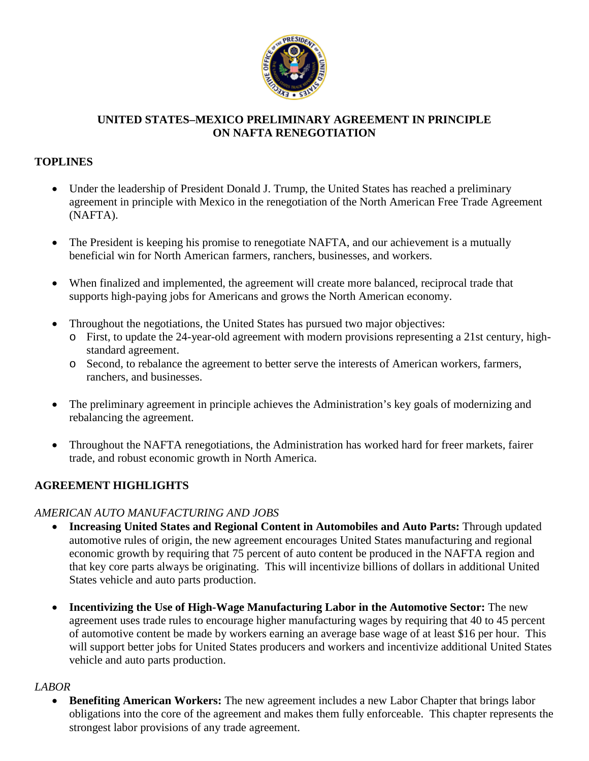# UNITED STATES–MEXICO PRELIMINARY AGREEMENT IN PRINCIPLE ON NAFTA RENEGOTIATION

## TOPLINES

- Under the leadership of President Donald J. Trump, the United States has reached a preliminary agreement in principle with Mexico in the renegotiation of the North American Free Trade Agreement (NAFTA).

- The President is keeping his promise to renegotiate NAFTA, and our achievement is a mutually beneficial win for North American farmers, ranchers, businesses, and workers.

- When finalized and implemented, the agreement will create more balanced, reciprocal trade that supports high-paying jobs for Americans and grows the North American economy.

- Throughout the negotiations, the United States has pursued two major objectives:
  - First, to update the 24-year-old agreement with modern provisions representing a 21st century, high-standard agreement.
  - Second, to rebalance the agreement to better serve the interests of American workers, farmers, ranchers, and businesses.

- The preliminary agreement in principle achieves the Administration's key goals of modernizing and rebalancing the agreement.

- Throughout the NAFTA renegotiations, the Administration has worked hard for freer markets, fairer trade, and robust economic growth in North America.

## AGREEMENT HIGHLIGHTS

### *AMERICAN AUTO MANUFACTURING AND JOBS*

- **Increasing United States and Regional Content in Automobiles and Auto Parts:** Through updated automotive rules of origin, the new agreement encourages United States manufacturing and regional economic growth by requiring that 75 percent of auto content be produced in the NAFTA region and that key core parts always be originating. This will incentivize billions of dollars in additional United States vehicle and auto parts production.

- **Incentivizing the Use of High-Wage Manufacturing Labor in the Automotive Sector:** The new agreement uses trade rules to encourage higher manufacturing wages by requiring that 40 to 45 percent of automotive content be made by workers earning an average base wage of at least $16 per hour. This will support better jobs for United States producers and workers and incentivize additional United States vehicle and auto parts production.

### *LABOR*

- **Benefiting American Workers:** The new agreement includes a new Labor Chapter that brings labor obligations into the core of the agreement and makes them fully enforceable. This chapter represents the strongest labor provisions of any trade agreement.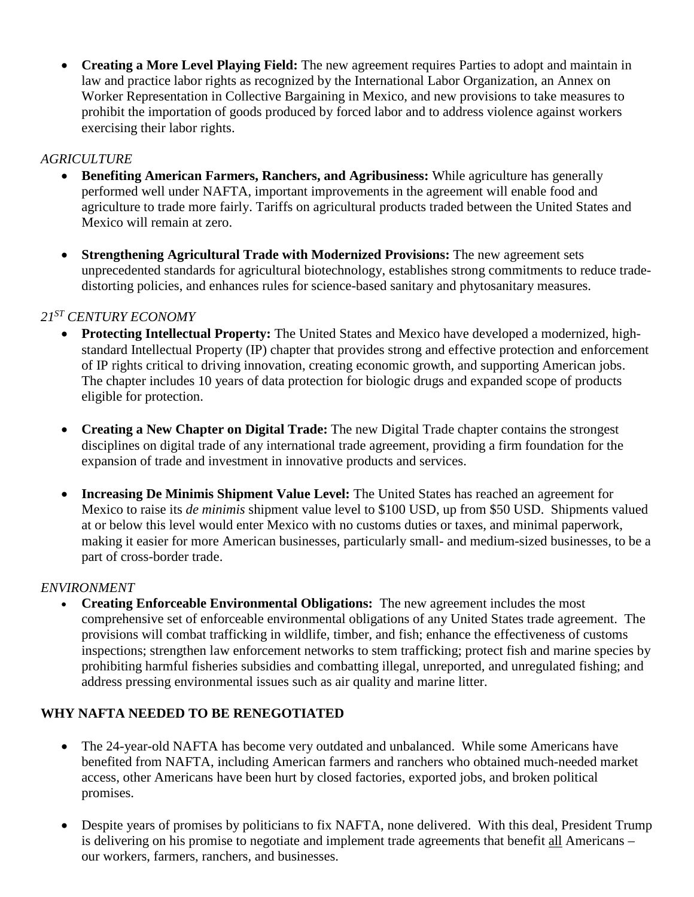- **Creating a More Level Playing Field:** The new agreement requires Parties to adopt and maintain in law and practice labor rights as recognized by the International Labor Organization, an Annex on Worker Representation in Collective Bargaining in Mexico, and new provisions to take measures to prohibit the importation of goods produced by forced labor and to address violence against workers exercising their labor rights.

*AGRICULTURE*

- **Benefiting American Farmers, Ranchers, and Agribusiness:** While agriculture has generally performed well under NAFTA, important improvements in the agreement will enable food and agriculture to trade more fairly. Tariffs on agricultural products traded between the United States and Mexico will remain at zero.

- **Strengthening Agricultural Trade with Modernized Provisions:** The new agreement sets unprecedented standards for agricultural biotechnology, establishes strong commitments to reduce trade-distorting policies, and enhances rules for science-based sanitary and phytosanitary measures.

*21ST CENTURY ECONOMY*

- **Protecting Intellectual Property:** The United States and Mexico have developed a modernized, high-standard Intellectual Property (IP) chapter that provides strong and effective protection and enforcement of IP rights critical to driving innovation, creating economic growth, and supporting American jobs. The chapter includes 10 years of data protection for biologic drugs and expanded scope of products eligible for protection.

- **Creating a New Chapter on Digital Trade:** The new Digital Trade chapter contains the strongest disciplines on digital trade of any international trade agreement, providing a firm foundation for the expansion of trade and investment in innovative products and services.

- **Increasing De Minimis Shipment Value Level:** The United States has reached an agreement for Mexico to raise its *de minimis* shipment value level to $100 USD, up from $50 USD. Shipments valued at or below this level would enter Mexico with no customs duties or taxes, and minimal paperwork, making it easier for more American businesses, particularly small- and medium-sized businesses, to be a part of cross-border trade.

*ENVIRONMENT*

- **Creating Enforceable Environmental Obligations:** The new agreement includes the most comprehensive set of enforceable environmental obligations of any United States trade agreement. The provisions will combat trafficking in wildlife, timber, and fish; enhance the effectiveness of customs inspections; strengthen law enforcement networks to stem trafficking; protect fish and marine species by prohibiting harmful fisheries subsidies and combatting illegal, unreported, and unregulated fishing; and address pressing environmental issues such as air quality and marine litter.

**WHY NAFTA NEEDED TO BE RENEGOTIATED**

- The 24-year-old NAFTA has become very outdated and unbalanced. While some Americans have benefited from NAFTA, including American farmers and ranchers who obtained much-needed market access, other Americans have been hurt by closed factories, exported jobs, and broken political promises.

- Despite years of promises by politicians to fix NAFTA, none delivered. With this deal, President Trump is delivering on his promise to negotiate and implement trade agreements that benefit all Americans – our workers, farmers, ranchers, and businesses.